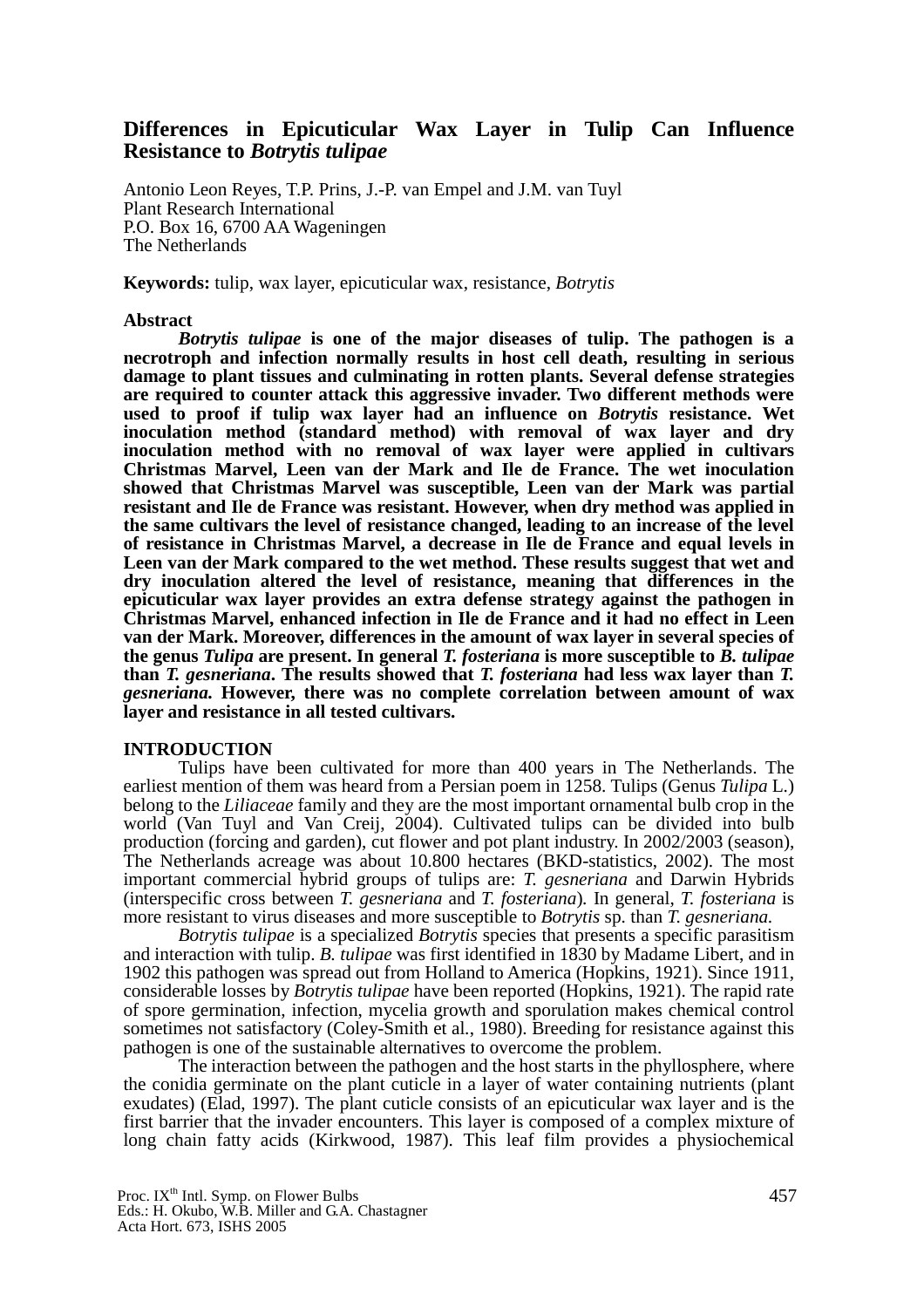# Differences in Epicuticular Wax Layer in Tulip Can Influence Resistance to *Botrytis tulipae*

Antonio Leon Reyes, T.P. Prins, J.-P. van Empel and J.M. van Tuyl
Plant Research International
P.O. Box 16, 6700 AA Wageningen
The Netherlands

**Keywords:** tulip, wax layer, epicuticular wax, resistance, *Botrytis*

## Abstract

***Botrytis tulipae* is one of the major diseases of tulip. The pathogen is a necrotroph and infection normally results in host cell death, resulting in serious damage to plant tissues and culminating in rotten plants. Several defense strategies are required to counter attack this aggressive invader. Two different methods were used to proof if tulip wax layer had an influence on *Botrytis* resistance. Wet inoculation method (standard method) with removal of wax layer and dry inoculation method with no removal of wax layer were applied in cultivars Christmas Marvel, Leen van der Mark and Ile de France. The wet inoculation showed that Christmas Marvel was susceptible, Leen van der Mark was partial resistant and Ile de France was resistant. However, when dry method was applied in the same cultivars the level of resistance changed, leading to an increase of the level of resistance in Christmas Marvel, a decrease in Ile de France and equal levels in Leen van der Mark compared to the wet method. These results suggest that wet and dry inoculation altered the level of resistance, meaning that differences in the epicuticular wax layer provides an extra defense strategy against the pathogen in Christmas Marvel, enhanced infection in Ile de France and it had no effect in Leen van der Mark. Moreover, differences in the amount of wax layer in several species of the genus *Tulipa* are present. In general *T. fosteriana* is more susceptible to *B. tulipae* than *T. gesneriana*. The results showed that *T. fosteriana* had less wax layer than *T. gesneriana.* However, there was no complete correlation between amount of wax layer and resistance in all tested cultivars.**

## INTRODUCTION

Tulips have been cultivated for more than 400 years in The Netherlands. The earliest mention of them was heard from a Persian poem in 1258. Tulips (Genus *Tulipa* L.) belong to the *Liliaceae* family and they are the most important ornamental bulb crop in the world (Van Tuyl and Van Creij, 2004). Cultivated tulips can be divided into bulb production (forcing and garden), cut flower and pot plant industry. In 2002/2003 (season), The Netherlands acreage was about 10.800 hectares (BKD-statistics, 2002). The most important commercial hybrid groups of tulips are: *T. gesneriana* and Darwin Hybrids (interspecific cross between *T. gesneriana* and *T. fosteriana*). In general, *T. fosteriana* is more resistant to virus diseases and more susceptible to *Botrytis* sp. than *T. gesneriana.*

*Botrytis tulipae* is a specialized *Botrytis* species that presents a specific parasitism and interaction with tulip. *B. tulipae* was first identified in 1830 by Madame Libert, and in 1902 this pathogen was spread out from Holland to America (Hopkins, 1921). Since 1911, considerable losses by *Botrytis tulipae* have been reported (Hopkins, 1921). The rapid rate of spore germination, infection, mycelia growth and sporulation makes chemical control sometimes not satisfactory (Coley-Smith et al., 1980). Breeding for resistance against this pathogen is one of the sustainable alternatives to overcome the problem.

The interaction between the pathogen and the host starts in the phyllosphere, where the conidia germinate on the plant cuticle in a layer of water containing nutrients (plant exudates) (Elad, 1997). The plant cuticle consists of an epicuticular wax layer and is the first barrier that the invader encounters. This layer is composed of a complex mixture of long chain fatty acids (Kirkwood, 1987). This leaf film provides a physiochemical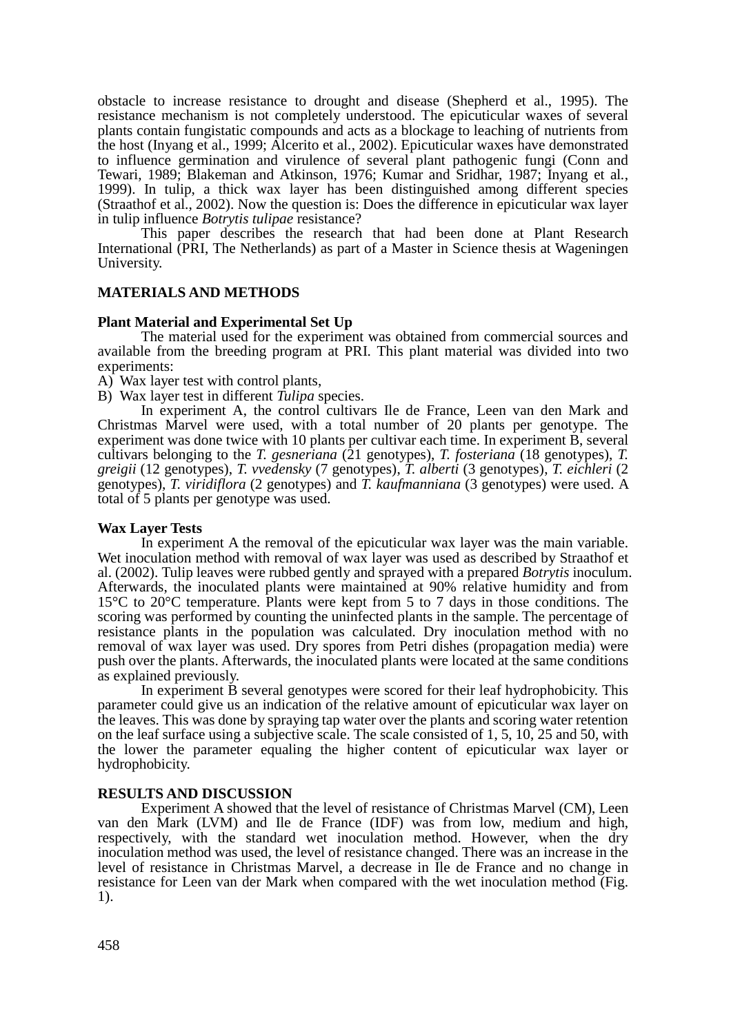obstacle to increase resistance to drought and disease (Shepherd et al., 1995). The resistance mechanism is not completely understood. The epicuticular waxes of several plants contain fungistatic compounds and acts as a blockage to leaching of nutrients from the host (Inyang et al., 1999; Alcerito et al., 2002). Epicuticular waxes have demonstrated to influence germination and virulence of several plant pathogenic fungi (Conn and Tewari, 1989; Blakeman and Atkinson, 1976; Kumar and Sridhar, 1987; Inyang et al., 1999). In tulip, a thick wax layer has been distinguished among different species (Straathof et al., 2002). Now the question is: Does the difference in epicuticular wax layer in tulip influence *Botrytis tulipae* resistance?

This paper describes the research that had been done at Plant Research International (PRI, The Netherlands) as part of a Master in Science thesis at Wageningen University.

## MATERIALS AND METHODS

### Plant Material and Experimental Set Up

The material used for the experiment was obtained from commercial sources and available from the breeding program at PRI. This plant material was divided into two experiments:

A) Wax layer test with control plants,
B) Wax layer test in different *Tulipa* species.

In experiment A, the control cultivars Ile de France, Leen van den Mark and Christmas Marvel were used, with a total number of 20 plants per genotype. The experiment was done twice with 10 plants per cultivar each time. In experiment B, several cultivars belonging to the *T. gesneriana* (21 genotypes), *T. fosteriana* (18 genotypes), *T. greigii* (12 genotypes), *T. vvedensky* (7 genotypes), *T. alberti* (3 genotypes), *T. eichleri* (2 genotypes), *T. viridiflora* (2 genotypes) and *T. kaufmanniana* (3 genotypes) were used. A total of 5 plants per genotype was used.

### Wax Layer Tests

In experiment A the removal of the epicuticular wax layer was the main variable. Wet inoculation method with removal of wax layer was used as described by Straathof et al. (2002). Tulip leaves were rubbed gently and sprayed with a prepared *Botrytis* inoculum. Afterwards, the inoculated plants were maintained at 90% relative humidity and from 15°C to 20°C temperature. Plants were kept from 5 to 7 days in those conditions. The scoring was performed by counting the uninfected plants in the sample. The percentage of resistance plants in the population was calculated. Dry inoculation method with no removal of wax layer was used. Dry spores from Petri dishes (propagation media) were push over the plants. Afterwards, the inoculated plants were located at the same conditions as explained previously.

In experiment B several genotypes were scored for their leaf hydrophobicity. This parameter could give us an indication of the relative amount of epicuticular wax layer on the leaves. This was done by spraying tap water over the plants and scoring water retention on the leaf surface using a subjective scale. The scale consisted of 1, 5, 10, 25 and 50, with the lower the parameter equaling the higher content of epicuticular wax layer or hydrophobicity.

## RESULTS AND DISCUSSION

Experiment A showed that the level of resistance of Christmas Marvel (CM), Leen van den Mark (LVM) and Ile de France (IDF) was from low, medium and high, respectively, with the standard wet inoculation method. However, when the dry inoculation method was used, the level of resistance changed. There was an increase in the level of resistance in Christmas Marvel, a decrease in Ile de France and no change in resistance for Leen van der Mark when compared with the wet inoculation method (Fig. 1).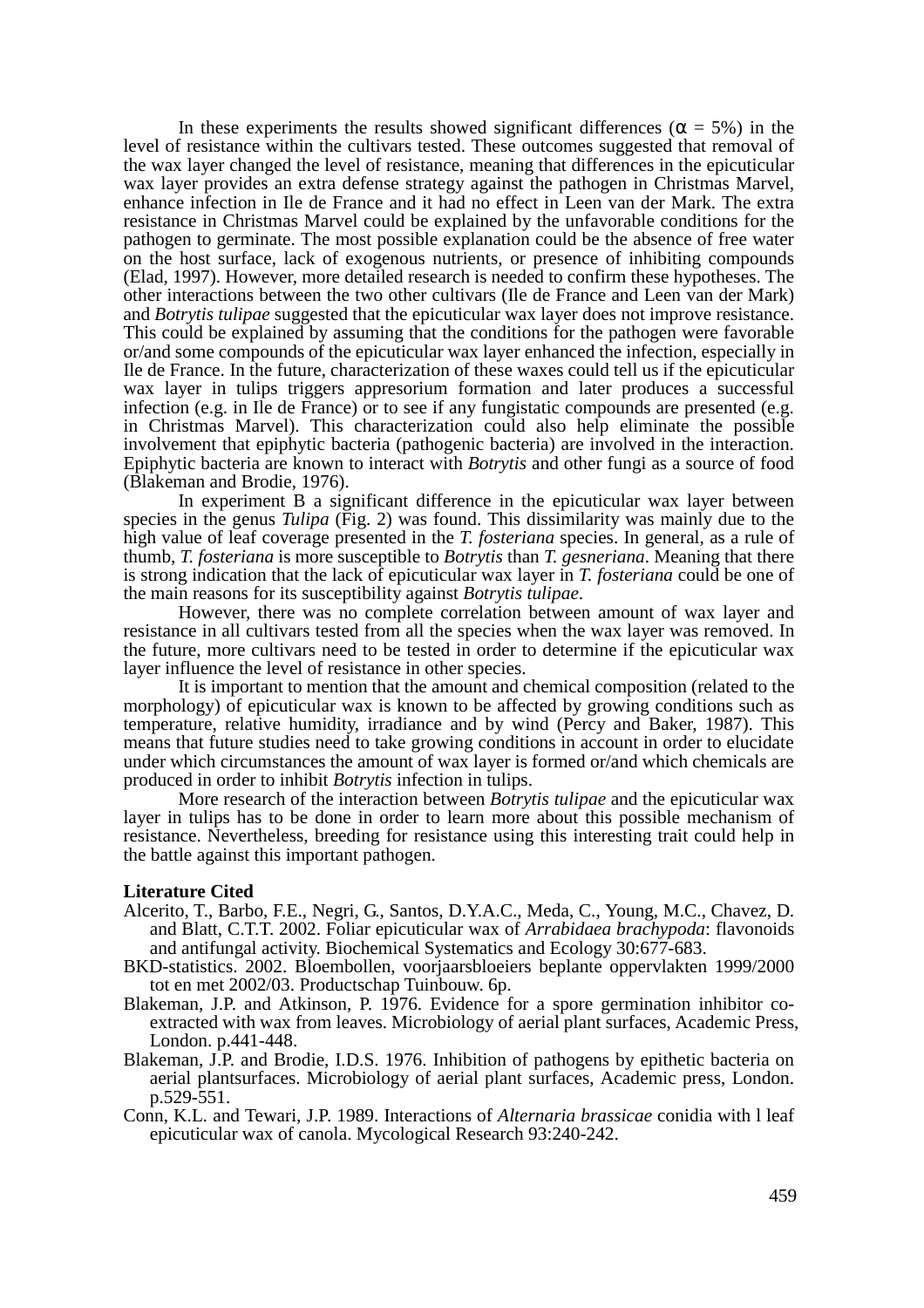In these experiments the results showed significant differences ($\alpha$ = 5%) in the level of resistance within the cultivars tested. These outcomes suggested that removal of the wax layer changed the level of resistance, meaning that differences in the epicuticular wax layer provides an extra defense strategy against the pathogen in Christmas Marvel, enhance infection in Ile de France and it had no effect in Leen van der Mark. The extra resistance in Christmas Marvel could be explained by the unfavorable conditions for the pathogen to germinate. The most possible explanation could be the absence of free water on the host surface, lack of exogenous nutrients, or presence of inhibiting compounds (Elad, 1997). However, more detailed research is needed to confirm these hypotheses. The other interactions between the two other cultivars (Ile de France and Leen van der Mark) and *Botrytis tulipae* suggested that the epicuticular wax layer does not improve resistance. This could be explained by assuming that the conditions for the pathogen were favorable or/and some compounds of the epicuticular wax layer enhanced the infection, especially in Ile de France. In the future, characterization of these waxes could tell us if the epicuticular wax layer in tulips triggers appresorium formation and later produces a successful infection (e.g. in Ile de France) or to see if any fungistatic compounds are presented (e.g. in Christmas Marvel). This characterization could also help eliminate the possible involvement that epiphytic bacteria (pathogenic bacteria) are involved in the interaction. Epiphytic bacteria are known to interact with *Botrytis* and other fungi as a source of food (Blakeman and Brodie, 1976).

In experiment B a significant difference in the epicuticular wax layer between species in the genus *Tulipa* (Fig. 2) was found. This dissimilarity was mainly due to the high value of leaf coverage presented in the *T. fosteriana* species. In general, as a rule of thumb, *T. fosteriana* is more susceptible to *Botrytis* than *T. gesneriana*. Meaning that there is strong indication that the lack of epicuticular wax layer in *T. fosteriana* could be one of the main reasons for its susceptibility against *Botrytis tulipae*.

However, there was no complete correlation between amount of wax layer and resistance in all cultivars tested from all the species when the wax layer was removed. In the future, more cultivars need to be tested in order to determine if the epicuticular wax layer influence the level of resistance in other species.

It is important to mention that the amount and chemical composition (related to the morphology) of epicuticular wax is known to be affected by growing conditions such as temperature, relative humidity, irradiance and by wind (Percy and Baker, 1987). This means that future studies need to take growing conditions in account in order to elucidate under which circumstances the amount of wax layer is formed or/and which chemicals are produced in order to inhibit *Botrytis* infection in tulips.

More research of the interaction between *Botrytis tulipae* and the epicuticular wax layer in tulips has to be done in order to learn more about this possible mechanism of resistance. Nevertheless, breeding for resistance using this interesting trait could help in the battle against this important pathogen.

**Literature Cited**

Alcerito, T., Barbo, F.E., Negri, G., Santos, D.Y.A.C., Meda, C., Young, M.C., Chavez, D. and Blatt, C.T.T. 2002. Foliar epicuticular wax of *Arrabidaea brachypoda*: flavonoids and antifungal activity. Biochemical Systematics and Ecology 30:677-683.

BKD-statistics. 2002. Bloembollen, voorjaarsbloeiers beplante oppervlakten 1999/2000 tot en met 2002/03. Productschap Tuinbouw. 6p.

Blakeman, J.P. and Atkinson, P. 1976. Evidence for a spore germination inhibitor co-extracted with wax from leaves. Microbiology of aerial plant surfaces, Academic Press, London. p.441-448.

Blakeman, J.P. and Brodie, I.D.S. 1976. Inhibition of pathogens by epithetic bacteria on aerial plantsurfaces. Microbiology of aerial plant surfaces, Academic press, London. p.529-551.

Conn, K.L. and Tewari, J.P. 1989. Interactions of *Alternaria brassicae* conidia with l leaf epicuticular wax of canola. Mycological Research 93:240-242.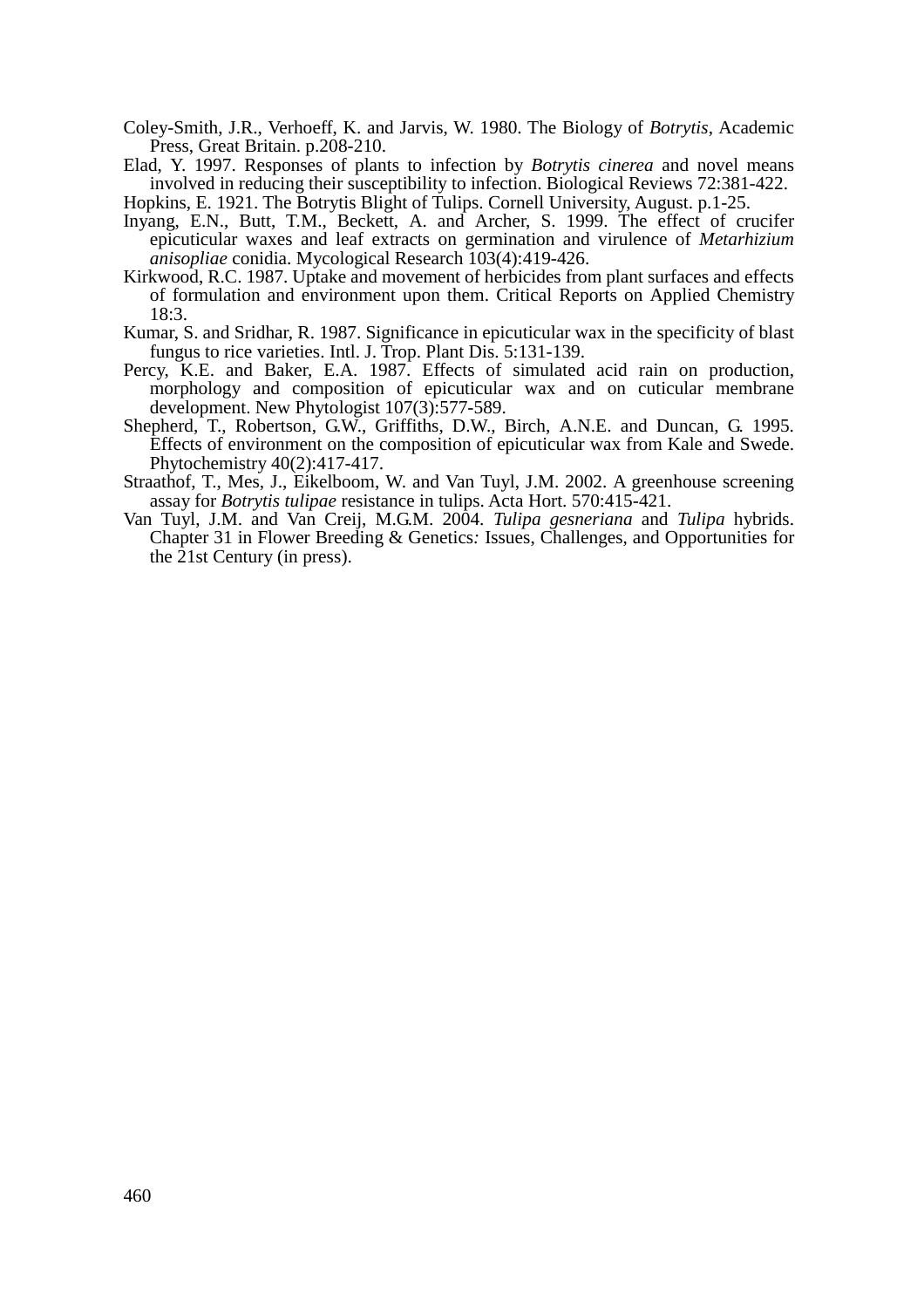Coley-Smith, J.R., Verhoeff, K. and Jarvis, W. 1980. The Biology of *Botrytis*, Academic Press, Great Britain. p.208-210.

Elad, Y. 1997. Responses of plants to infection by *Botrytis cinerea* and novel means involved in reducing their susceptibility to infection. Biological Reviews 72:381-422.

Hopkins, E. 1921. The Botrytis Blight of Tulips. Cornell University, August. p.1-25.

Inyang, E.N., Butt, T.M., Beckett, A. and Archer, S. 1999. The effect of crucifer epicuticular waxes and leaf extracts on germination and virulence of *Metarhizium anisopliae* conidia. Mycological Research 103(4):419-426.

Kirkwood, R.C. 1987. Uptake and movement of herbicides from plant surfaces and effects of formulation and environment upon them. Critical Reports on Applied Chemistry 18:3.

Kumar, S. and Sridhar, R. 1987. Significance in epicuticular wax in the specificity of blast fungus to rice varieties. Intl. J. Trop. Plant Dis. 5:131-139.

Percy, K.E. and Baker, E.A. 1987. Effects of simulated acid rain on production, morphology and composition of epicuticular wax and on cuticular membrane development. New Phytologist 107(3):577-589.

Shepherd, T., Robertson, G.W., Griffiths, D.W., Birch, A.N.E. and Duncan, G. 1995. Effects of environment on the composition of epicuticular wax from Kale and Swede. Phytochemistry 40(2):417-417.

Straathof, T., Mes, J., Eikelboom, W. and Van Tuyl, J.M. 2002. A greenhouse screening assay for *Botrytis tulipae* resistance in tulips. Acta Hort. 570:415-421.

Van Tuyl, J.M. and Van Creij, M.G.M. 2004. *Tulipa gesneriana* and *Tulipa* hybrids. Chapter 31 in Flower Breeding & Genetics: Issues, Challenges, and Opportunities for the 21st Century (in press).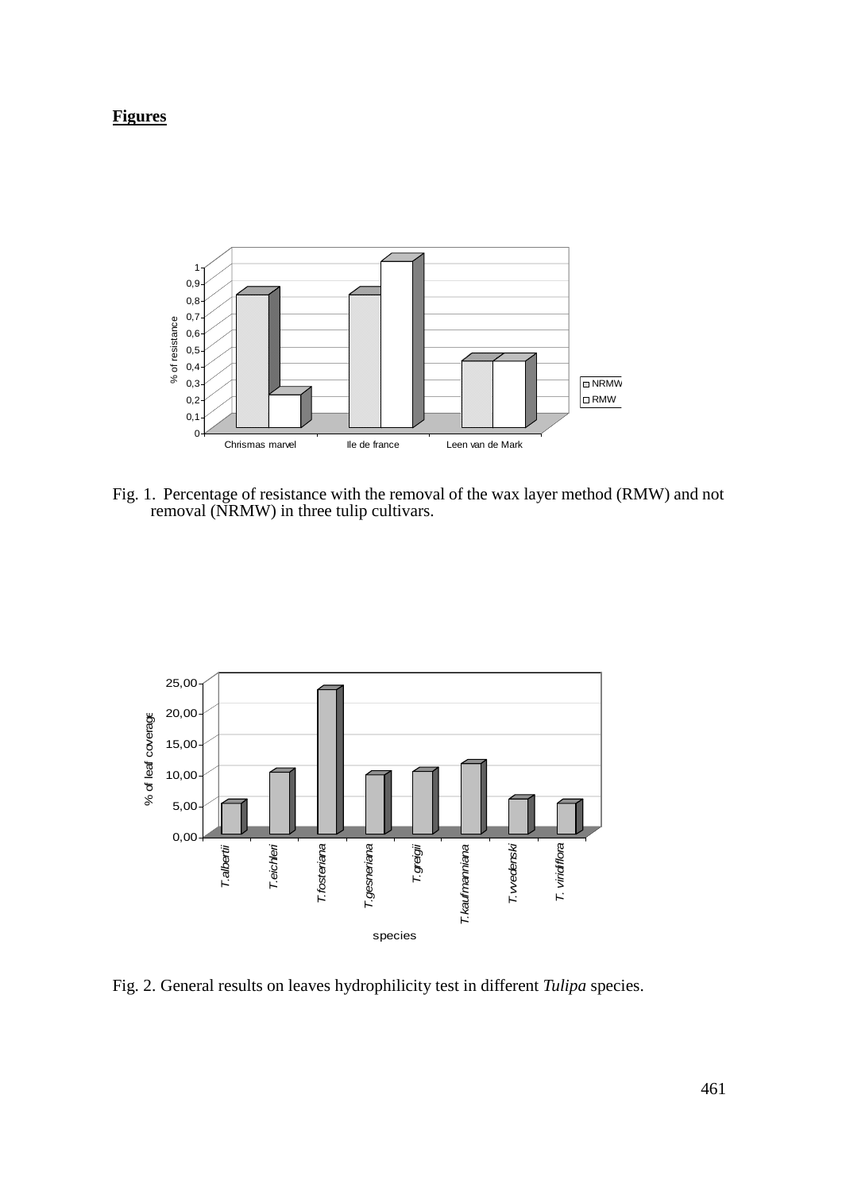**Figures**

1
0,9
0,8
0,7
0,6
0,5
0,4
0,3
0,2
0,1
0

% of resistance

Chrismas marvel
Ile de france
Leen van de Mark

NRMW
RMW

Fig. 1. Percentage of resistance with the removal of the wax layer method (RMW) and not removal (NRMW) in three tulip cultivars.

25,00
20,00
15,00
10,00
5,00
0,00

% of leaf coverage

T.albertii
T.eichleri
T.fosteriana
T.gesneriana
T.greigii
T.kaufmanniana
T.wedenski
T. viridiflora

species

Fig. 2. General results on leaves hydrophilicity test in different *Tulipa* species.